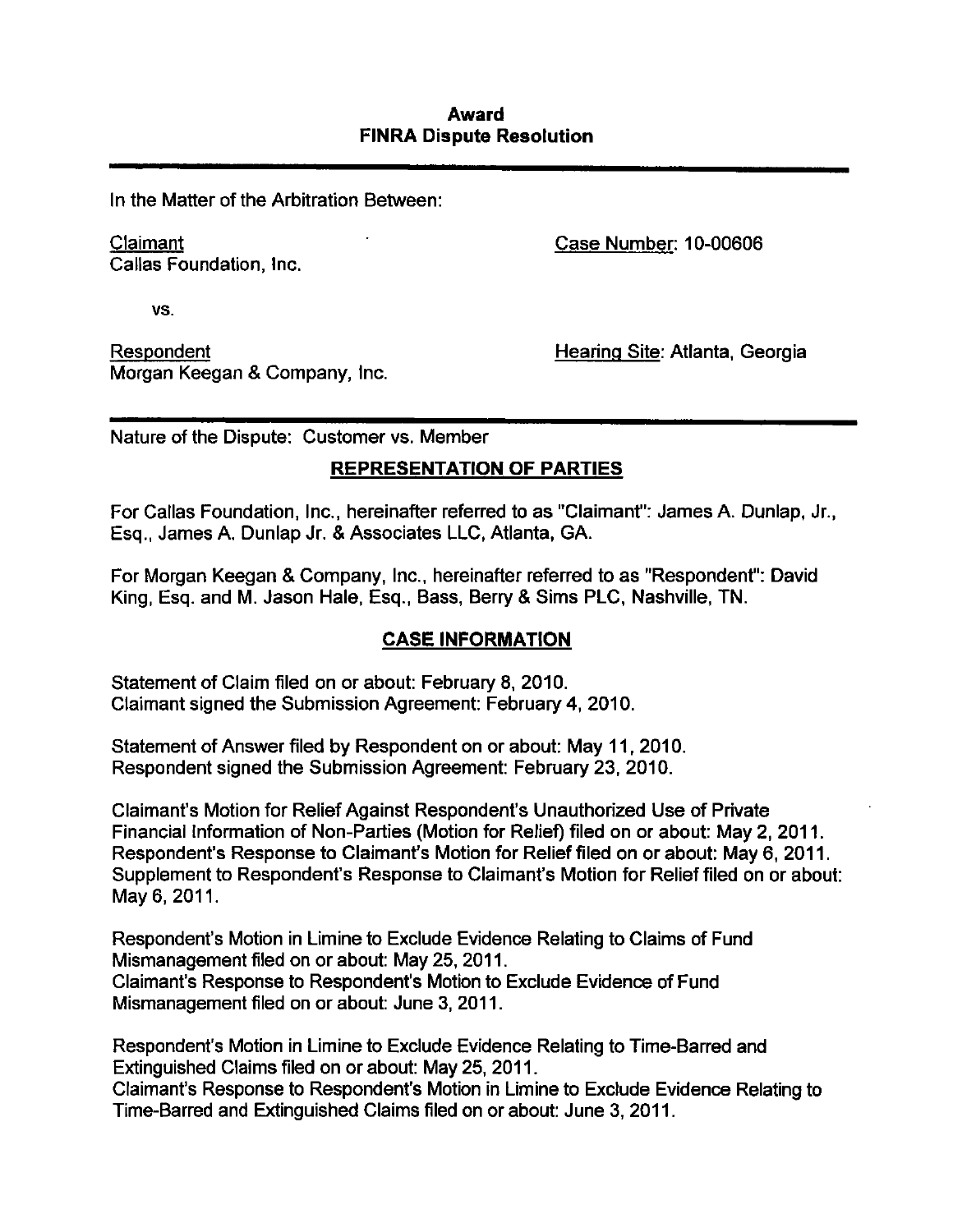# Award
## FINRA Dispute Resolution

In the Matter of the Arbitration Between:

Claimant
Callas Foundation, Inc.

Case Number: 10-00606

vs.

Respondent
Morgan Keegan & Company, Inc.

Hearing Site: Atlanta, Georgia

Nature of the Dispute: Customer vs. Member

## REPRESENTATION OF PARTIES

For Callas Foundation, Inc., hereinafter referred to as "Claimant": James A. Dunlap, Jr., Esq., James A. Dunlap Jr. & Associates LLC, Atlanta, GA.

For Morgan Keegan & Company, Inc., hereinafter referred to as "Respondent": David King, Esq. and M. Jason Hale, Esq., Bass, Berry & Sims PLC, Nashville, TN.

## CASE INFORMATION

Statement of Claim filed on or about: February 8, 2010.
Claimant signed the Submission Agreement: February 4, 2010.

Statement of Answer filed by Respondent on or about: May 11, 2010.
Respondent signed the Submission Agreement: February 23, 2010.

Claimant's Motion for Relief Against Respondent's Unauthorized Use of Private Financial Information of Non-Parties (Motion for Relief) filed on or about: May 2, 2011.
Respondent's Response to Claimant's Motion for Relief filed on or about: May 6, 2011.
Supplement to Respondent's Response to Claimant's Motion for Relief filed on or about: May 6, 2011.

Respondent's Motion in Limine to Exclude Evidence Relating to Claims of Fund Mismanagement filed on or about: May 25, 2011.
Claimant's Response to Respondent's Motion to Exclude Evidence of Fund Mismanagement filed on or about: June 3, 2011.

Respondent's Motion in Limine to Exclude Evidence Relating to Time-Barred and Extinguished Claims filed on or about: May 25, 2011.
Claimant's Response to Respondent's Motion in Limine to Exclude Evidence Relating to Time-Barred and Extinguished Claims filed on or about: June 3, 2011.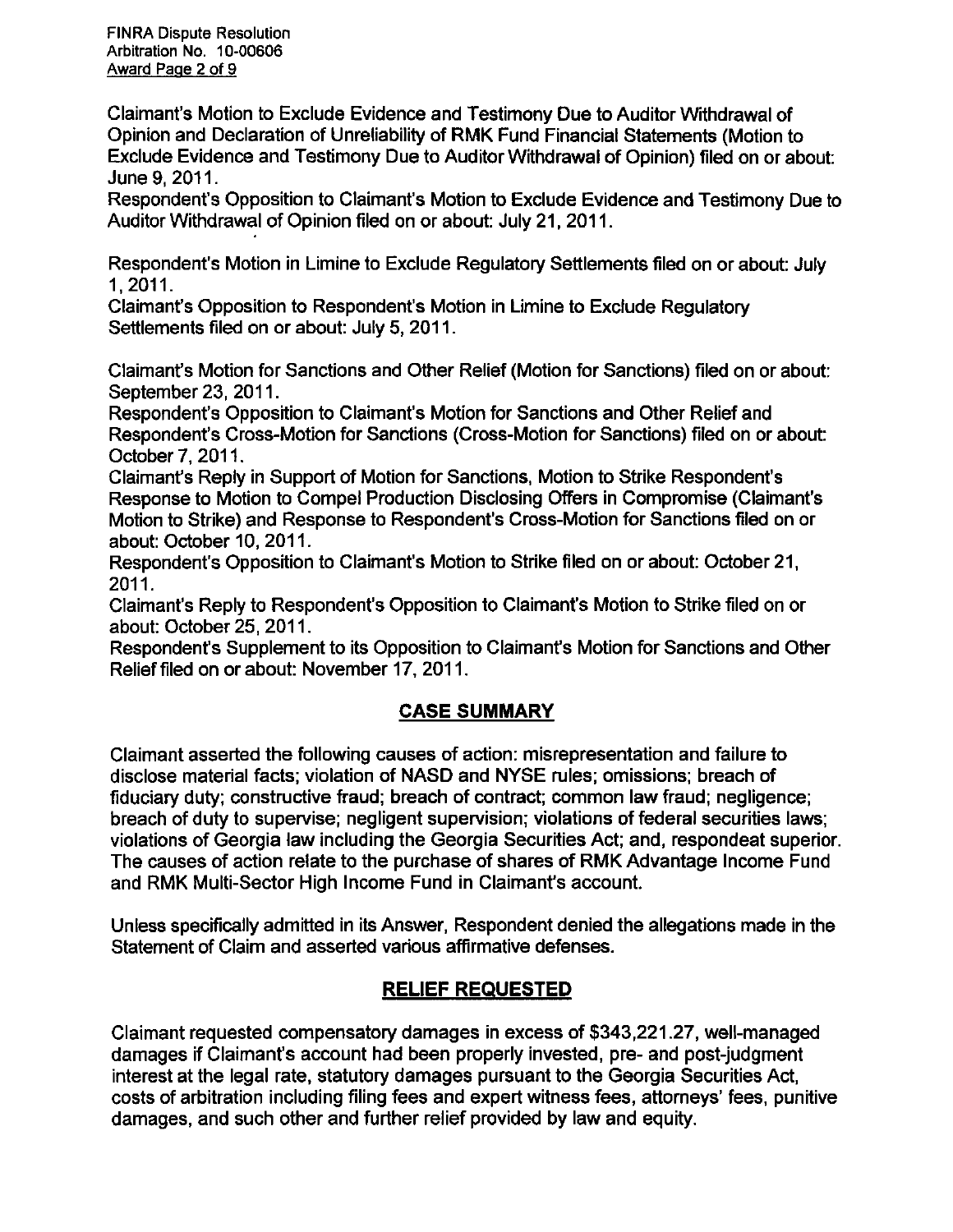Claimant's Motion to Exclude Evidence and Testimony Due to Auditor Withdrawal of Opinion and Declaration of Unreliability of RMK Fund Financial Statements (Motion to Exclude Evidence and Testimony Due to Auditor Withdrawal of Opinion) filed on or about: June 9, 2011.
Respondent's Opposition to Claimant's Motion to Exclude Evidence and Testimony Due to Auditor Withdrawal of Opinion filed on or about: July 21, 2011.

Respondent's Motion in Limine to Exclude Regulatory Settlements filed on or about: July 1, 2011.
Claimant's Opposition to Respondent's Motion in Limine to Exclude Regulatory Settlements filed on or about: July 5, 2011.

Claimant's Motion for Sanctions and Other Relief (Motion for Sanctions) filed on or about: September 23, 2011.
Respondent's Opposition to Claimant's Motion for Sanctions and Other Relief and Respondent's Cross-Motion for Sanctions (Cross-Motion for Sanctions) filed on or about: October 7, 2011.
Claimant's Reply in Support of Motion for Sanctions, Motion to Strike Respondent's Response to Motion to Compel Production Disclosing Offers in Compromise (Claimant's Motion to Strike) and Response to Respondent's Cross-Motion for Sanctions filed on or about: October 10, 2011.
Respondent's Opposition to Claimant's Motion to Strike filed on or about: October 21, 2011.
Claimant's Reply to Respondent's Opposition to Claimant's Motion to Strike filed on or about: October 25, 2011.
Respondent's Supplement to its Opposition to Claimant's Motion for Sanctions and Other Relief filed on or about: November 17, 2011.

## CASE SUMMARY

Claimant asserted the following causes of action: misrepresentation and failure to disclose material facts; violation of NASD and NYSE rules; omissions; breach of fiduciary duty; constructive fraud; breach of contract; common law fraud; negligence; breach of duty to supervise; negligent supervision; violations of federal securities laws; violations of Georgia law including the Georgia Securities Act; and, respondeat superior. The causes of action relate to the purchase of shares of RMK Advantage Income Fund and RMK Multi-Sector High Income Fund in Claimant's account.

Unless specifically admitted in its Answer, Respondent denied the allegations made in the Statement of Claim and asserted various affirmative defenses.

## RELIEF REQUESTED

Claimant requested compensatory damages in excess of $343,221.27, well-managed damages if Claimant's account had been properly invested, pre- and post-judgment interest at the legal rate, statutory damages pursuant to the Georgia Securities Act, costs of arbitration including filing fees and expert witness fees, attorneys' fees, punitive damages, and such other and further relief provided by law and equity.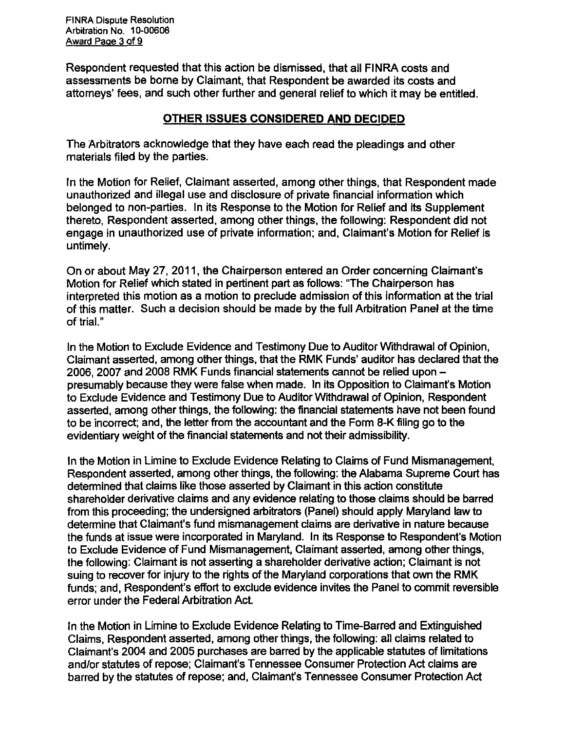Respondent requested that this action be dismissed, that all FINRA costs and assessments be borne by Claimant, that Respondent be awarded its costs and attorneys' fees, and such other further and general relief to which it may be entitled.

## OTHER ISSUES CONSIDERED AND DECIDED

The Arbitrators acknowledge that they have each read the pleadings and other materials filed by the parties.

In the Motion for Relief, Claimant asserted, among other things, that Respondent made unauthorized and illegal use and disclosure of private financial information which belonged to non-parties. In its Response to the Motion for Relief and its Supplement thereto, Respondent asserted, among other things, the following: Respondent did not engage in unauthorized use of private information; and, Claimant's Motion for Relief is untimely.

On or about May 27, 2011, the Chairperson entered an Order concerning Claimant's Motion for Relief which stated in pertinent part as follows: "The Chairperson has interpreted this motion as a motion to preclude admission of this information at the trial of this matter. Such a decision should be made by the full Arbitration Panel at the time of trial."

In the Motion to Exclude Evidence and Testimony Due to Auditor Withdrawal of Opinion, Claimant asserted, among other things, that the RMK Funds' auditor has declared that the 2006, 2007 and 2008 RMK Funds financial statements cannot be relied upon – presumably because they were false when made. In its Opposition to Claimant's Motion to Exclude Evidence and Testimony Due to Auditor Withdrawal of Opinion, Respondent asserted, among other things, the following: the financial statements have not been found to be incorrect; and, the letter from the accountant and the Form 8-K filing go to the evidentiary weight of the financial statements and not their admissibility.

In the Motion in Limine to Exclude Evidence Relating to Claims of Fund Mismanagement, Respondent asserted, among other things, the following: the Alabama Supreme Court has determined that claims like those asserted by Claimant in this action constitute shareholder derivative claims and any evidence relating to those claims should be barred from this proceeding; the undersigned arbitrators (Panel) should apply Maryland law to determine that Claimant's fund mismanagement claims are derivative in nature because the funds at issue were incorporated in Maryland. In its Response to Respondent's Motion to Exclude Evidence of Fund Mismanagement, Claimant asserted, among other things, the following: Claimant is not asserting a shareholder derivative action; Claimant is not suing to recover for injury to the rights of the Maryland corporations that own the RMK funds; and, Respondent's effort to exclude evidence invites the Panel to commit reversible error under the Federal Arbitration Act.

In the Motion in Limine to Exclude Evidence Relating to Time-Barred and Extinguished Claims, Respondent asserted, among other things, the following: all claims related to Claimant's 2004 and 2005 purchases are barred by the applicable statutes of limitations and/or statutes of repose; Claimant's Tennessee Consumer Protection Act claims are barred by the statutes of repose; and, Claimant's Tennessee Consumer Protection Act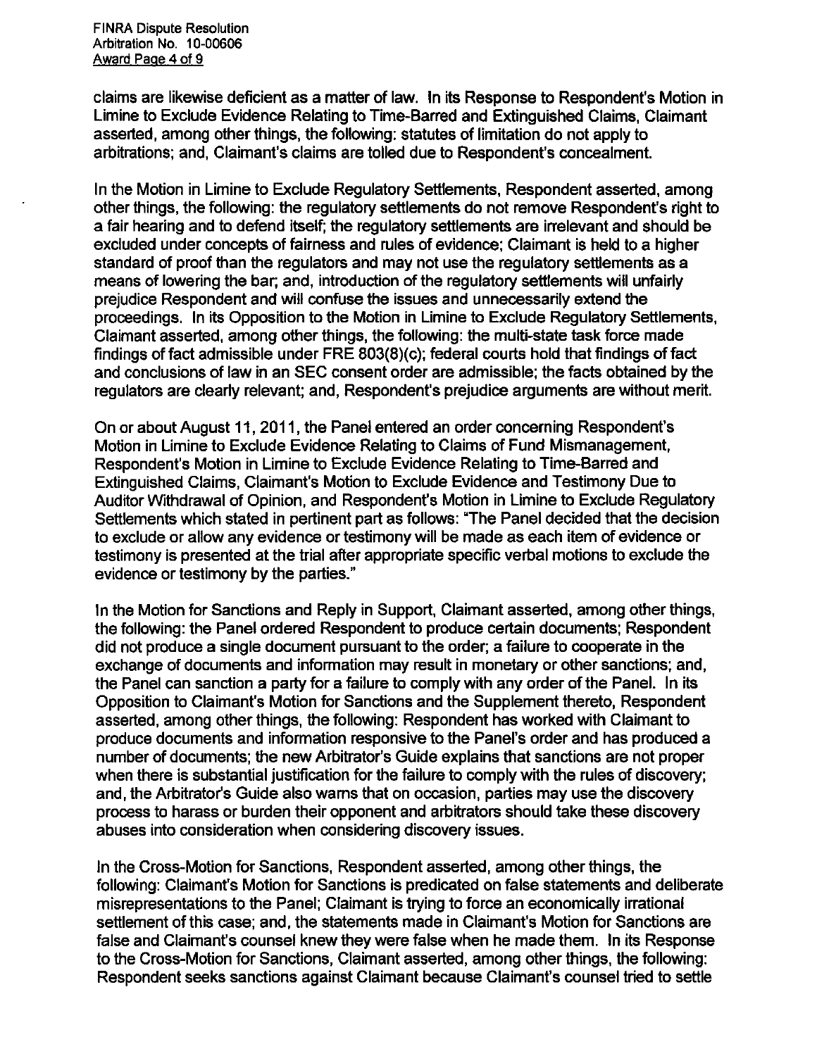claims are likewise deficient as a matter of law. In its Response to Respondent's Motion in Limine to Exclude Evidence Relating to Time-Barred and Extinguished Claims, Claimant asserted, among other things, the following: statutes of limitation do not apply to arbitrations; and, Claimant's claims are tolled due to Respondent's concealment.

In the Motion in Limine to Exclude Regulatory Settlements, Respondent asserted, among other things, the following: the regulatory settlements do not remove Respondent's right to a fair hearing and to defend itself; the regulatory settlements are irrelevant and should be excluded under concepts of fairness and rules of evidence; Claimant is held to a higher standard of proof than the regulators and may not use the regulatory settlements as a means of lowering the bar; and, introduction of the regulatory settlements will unfairly prejudice Respondent and will confuse the issues and unnecessarily extend the proceedings. In its Opposition to the Motion in Limine to Exclude Regulatory Settlements, Claimant asserted, among other things, the following: the multi-state task force made findings of fact admissible under FRE 803(8)(c); federal courts hold that findings of fact and conclusions of law in an SEC consent order are admissible; the facts obtained by the regulators are clearly relevant; and, Respondent's prejudice arguments are without merit.

On or about August 11, 2011, the Panel entered an order concerning Respondent's Motion in Limine to Exclude Evidence Relating to Claims of Fund Mismanagement, Respondent's Motion in Limine to Exclude Evidence Relating to Time-Barred and Extinguished Claims, Claimant's Motion to Exclude Evidence and Testimony Due to Auditor Withdrawal of Opinion, and Respondent's Motion in Limine to Exclude Regulatory Settlements which stated in pertinent part as follows: "The Panel decided that the decision to exclude or allow any evidence or testimony will be made as each item of evidence or testimony is presented at the trial after appropriate specific verbal motions to exclude the evidence or testimony by the parties."

In the Motion for Sanctions and Reply in Support, Claimant asserted, among other things, the following: the Panel ordered Respondent to produce certain documents; Respondent did not produce a single document pursuant to the order; a failure to cooperate in the exchange of documents and information may result in monetary or other sanctions; and, the Panel can sanction a party for a failure to comply with any order of the Panel. In its Opposition to Claimant's Motion for Sanctions and the Supplement thereto, Respondent asserted, among other things, the following: Respondent has worked with Claimant to produce documents and information responsive to the Panel's order and has produced a number of documents; the new Arbitrator's Guide explains that sanctions are not proper when there is substantial justification for the failure to comply with the rules of discovery; and, the Arbitrator's Guide also warns that on occasion, parties may use the discovery process to harass or burden their opponent and arbitrators should take these discovery abuses into consideration when considering discovery issues.

In the Cross-Motion for Sanctions, Respondent asserted, among other things, the following: Claimant's Motion for Sanctions is predicated on false statements and deliberate misrepresentations to the Panel; Claimant is trying to force an economically irrational settlement of this case; and, the statements made in Claimant's Motion for Sanctions are false and Claimant's counsel knew they were false when he made them. In its Response to the Cross-Motion for Sanctions, Claimant asserted, among other things, the following: Respondent seeks sanctions against Claimant because Claimant's counsel tried to settle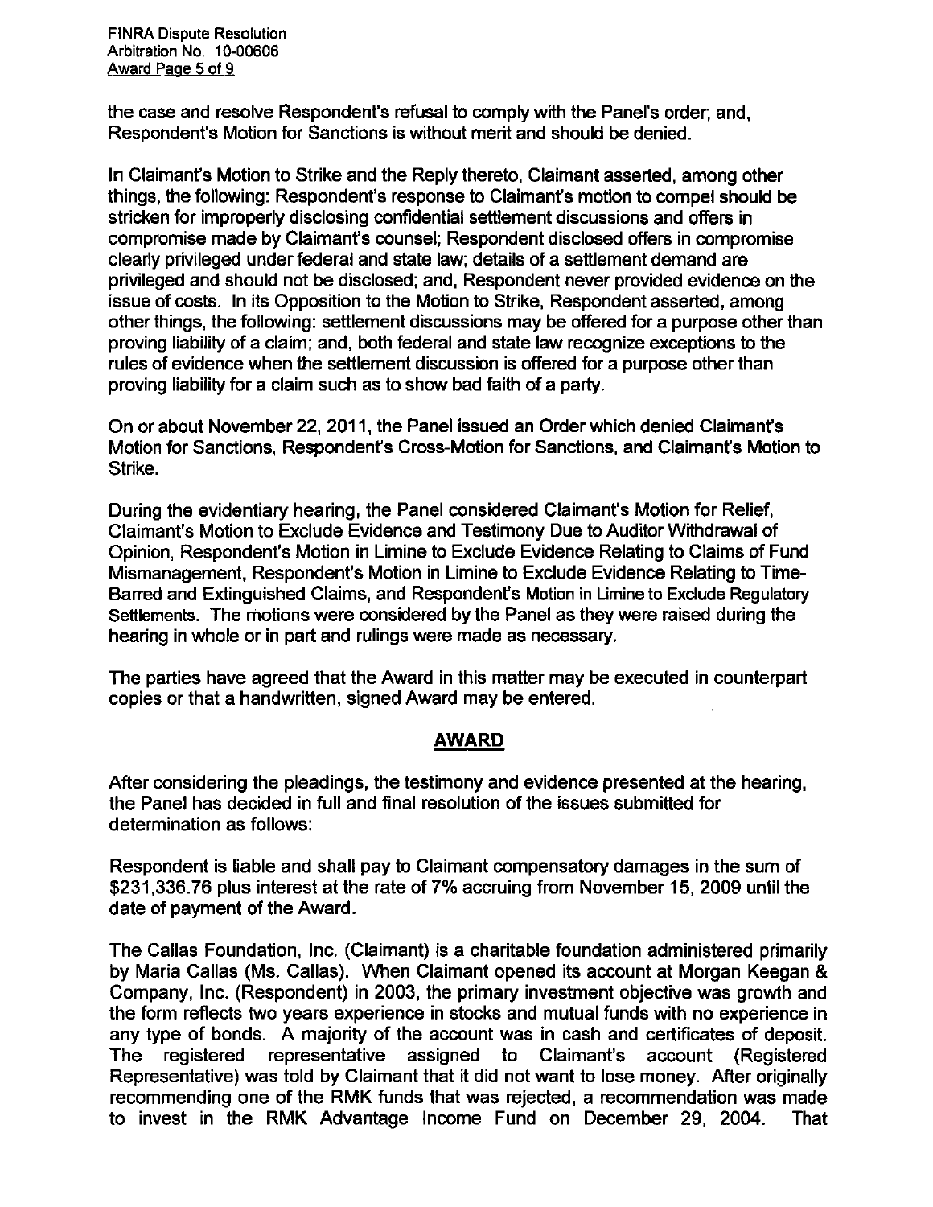the case and resolve Respondent's refusal to comply with the Panel's order; and, Respondent's Motion for Sanctions is without merit and should be denied.

In Claimant's Motion to Strike and the Reply thereto, Claimant asserted, among other things, the following: Respondent's response to Claimant's motion to compel should be stricken for improperly disclosing confidential settlement discussions and offers in compromise made by Claimant's counsel; Respondent disclosed offers in compromise clearly privileged under federal and state law; details of a settlement demand are privileged and should not be disclosed; and, Respondent never provided evidence on the issue of costs. In its Opposition to the Motion to Strike, Respondent asserted, among other things, the following: settlement discussions may be offered for a purpose other than proving liability of a claim; and, both federal and state law recognize exceptions to the rules of evidence when the settlement discussion is offered for a purpose other than proving liability for a claim such as to show bad faith of a party.

On or about November 22, 2011, the Panel issued an Order which denied Claimant's Motion for Sanctions, Respondent's Cross-Motion for Sanctions, and Claimant's Motion to Strike.

During the evidentiary hearing, the Panel considered Claimant's Motion for Relief, Claimant's Motion to Exclude Evidence and Testimony Due to Auditor Withdrawal of Opinion, Respondent's Motion in Limine to Exclude Evidence Relating to Claims of Fund Mismanagement, Respondent's Motion in Limine to Exclude Evidence Relating to Time-Barred and Extinguished Claims, and Respondent's Motion in Limine to Exclude Regulatory Settlements. The motions were considered by the Panel as they were raised during the hearing in whole or in part and rulings were made as necessary.

The parties have agreed that the Award in this matter may be executed in counterpart copies or that a handwritten, signed Award may be entered.

## AWARD

After considering the pleadings, the testimony and evidence presented at the hearing, the Panel has decided in full and final resolution of the issues submitted for determination as follows:

Respondent is liable and shall pay to Claimant compensatory damages in the sum of $231,336.76 plus interest at the rate of 7% accruing from November 15, 2009 until the date of payment of the Award.

The Callas Foundation, Inc. (Claimant) is a charitable foundation administered primarily by Maria Callas (Ms. Callas). When Claimant opened its account at Morgan Keegan & Company, Inc. (Respondent) in 2003, the primary investment objective was growth and the form reflects two years experience in stocks and mutual funds with no experience in any type of bonds. A majority of the account was in cash and certificates of deposit. The registered representative assigned to Claimant's account (Registered Representative) was told by Claimant that it did not want to lose money. After originally recommending one of the RMK funds that was rejected, a recommendation was made to invest in the RMK Advantage Income Fund on December 29, 2004. That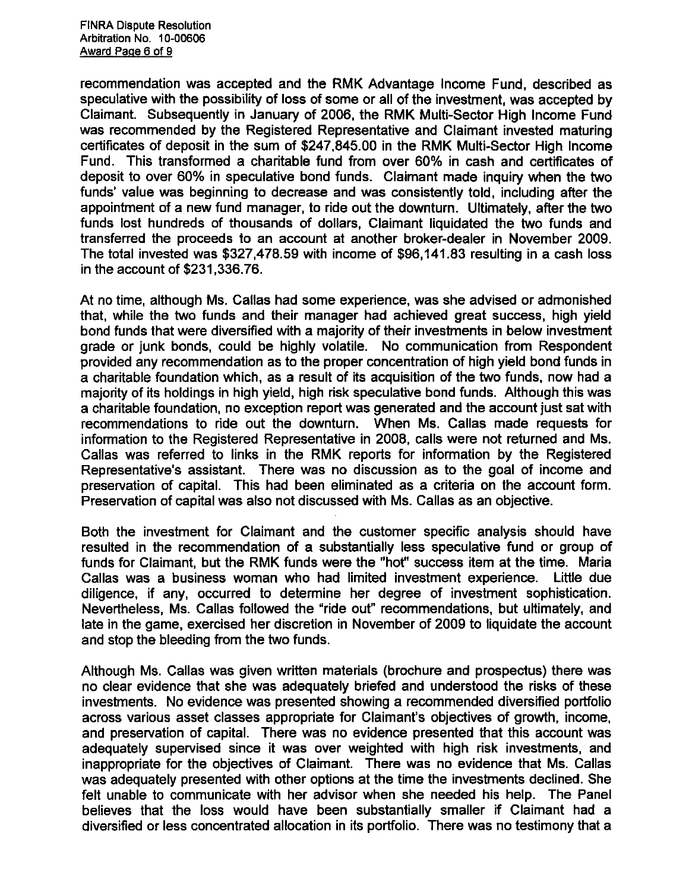recommendation was accepted and the RMK Advantage Income Fund, described as speculative with the possibility of loss of some or all of the investment, was accepted by Claimant. Subsequently in January of 2006, the RMK Multi-Sector High Income Fund was recommended by the Registered Representative and Claimant invested maturing certificates of deposit in the sum of $247,845.00 in the RMK Multi-Sector High Income Fund. This transformed a charitable fund from over 60% in cash and certificates of deposit to over 60% in speculative bond funds. Claimant made inquiry when the two funds' value was beginning to decrease and was consistently told, including after the appointment of a new fund manager, to ride out the downturn. Ultimately, after the two funds lost hundreds of thousands of dollars, Claimant liquidated the two funds and transferred the proceeds to an account at another broker-dealer in November 2009. The total invested was $327,478.59 with income of $96,141.83 resulting in a cash loss in the account of $231,336.76.

At no time, although Ms. Callas had some experience, was she advised or admonished that, while the two funds and their manager had achieved great success, high yield bond funds that were diversified with a majority of their investments in below investment grade or junk bonds, could be highly volatile. No communication from Respondent provided any recommendation as to the proper concentration of high yield bond funds in a charitable foundation which, as a result of its acquisition of the two funds, now had a majority of its holdings in high yield, high risk speculative bond funds. Although this was a charitable foundation, no exception report was generated and the account just sat with recommendations to ride out the downturn. When Ms. Callas made requests for information to the Registered Representative in 2008, calls were not returned and Ms. Callas was referred to links in the RMK reports for information by the Registered Representative's assistant. There was no discussion as to the goal of income and preservation of capital. This had been eliminated as a criteria on the account form. Preservation of capital was also not discussed with Ms. Callas as an objective.

Both the investment for Claimant and the customer specific analysis should have resulted in the recommendation of a substantially less speculative fund or group of funds for Claimant, but the RMK funds were the "hot" success item at the time. Maria Callas was a business woman who had limited investment experience. Little due diligence, if any, occurred to determine her degree of investment sophistication. Nevertheless, Ms. Callas followed the "ride out" recommendations, but ultimately, and late in the game, exercised her discretion in November of 2009 to liquidate the account and stop the bleeding from the two funds.

Although Ms. Callas was given written materials (brochure and prospectus) there was no clear evidence that she was adequately briefed and understood the risks of these investments. No evidence was presented showing a recommended diversified portfolio across various asset classes appropriate for Claimant's objectives of growth, income, and preservation of capital. There was no evidence presented that this account was adequately supervised since it was over weighted with high risk investments, and inappropriate for the objectives of Claimant. There was no evidence that Ms. Callas was adequately presented with other options at the time the investments declined. She felt unable to communicate with her advisor when she needed his help. The Panel believes that the loss would have been substantially smaller if Claimant had a diversified or less concentrated allocation in its portfolio. There was no testimony that a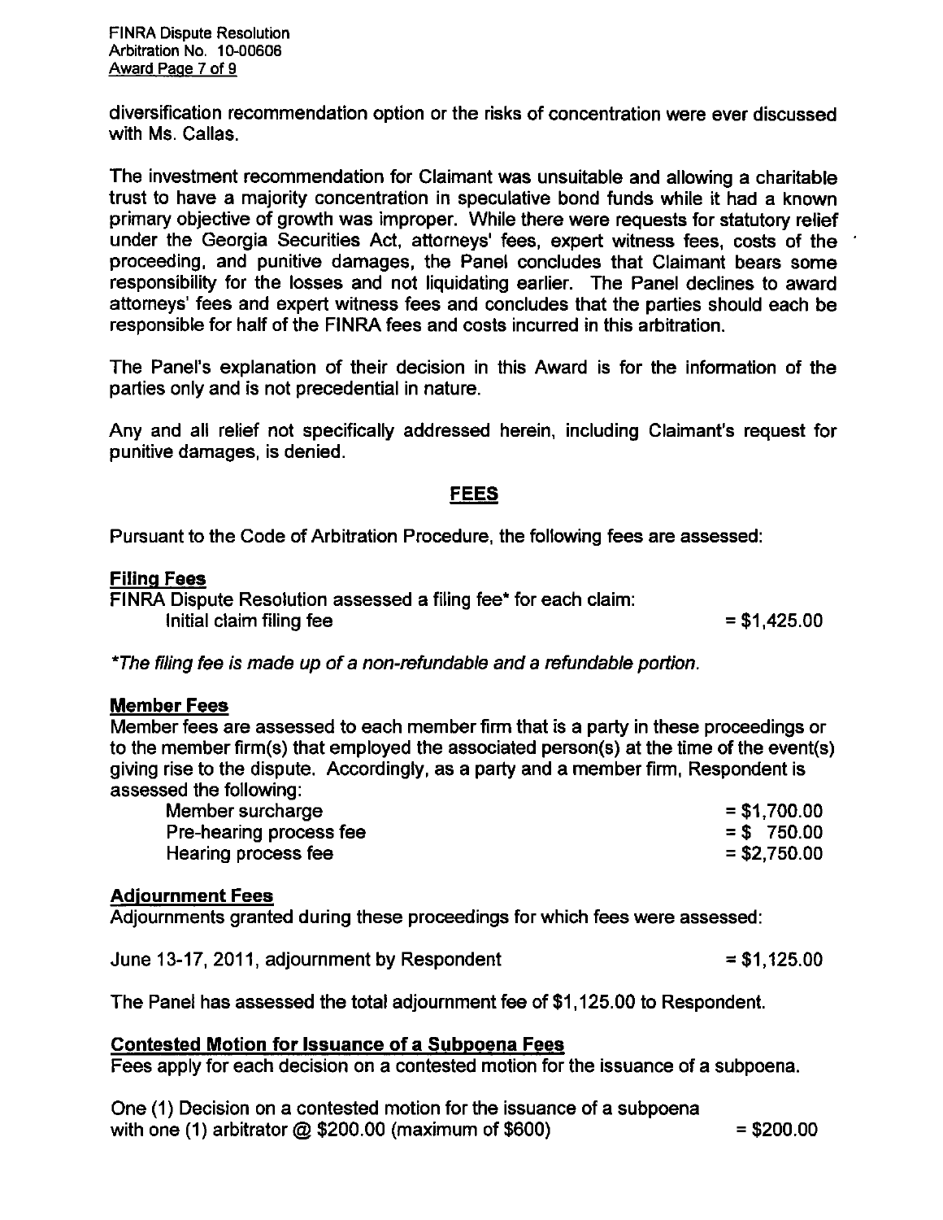diversification recommendation option or the risks of concentration were ever discussed with Ms. Callas.

The investment recommendation for Claimant was unsuitable and allowing a charitable trust to have a majority concentration in speculative bond funds while it had a known primary objective of growth was improper. While there were requests for statutory relief under the Georgia Securities Act, attorneys' fees, expert witness fees, costs of the proceeding, and punitive damages, the Panel concludes that Claimant bears some responsibility for the losses and not liquidating earlier. The Panel declines to award attorneys' fees and expert witness fees and concludes that the parties should each be responsible for half of the FINRA fees and costs incurred in this arbitration.

The Panel's explanation of their decision in this Award is for the information of the parties only and is not precedential in nature.

Any and all relief not specifically addressed herein, including Claimant's request for punitive damages, is denied.

## FEES

Pursuant to the Code of Arbitration Procedure, the following fees are assessed:

**Filing Fees**

FINRA Dispute Resolution assessed a filing fee* for each claim:

| | |
|---|---|
| Initial claim filing fee | = $1,425.00 |

*The filing fee is made up of a non-refundable and a refundable portion.*

**Member Fees**

Member fees are assessed to each member firm that is a party in these proceedings or to the member firm(s) that employed the associated person(s) at the time of the event(s) giving rise to the dispute. Accordingly, as a party and a member firm, Respondent is assessed the following:

| | |
|---|---|
| Member surcharge | = $1,700.00 |
| Pre-hearing process fee | = $ 750.00 |
| Hearing process fee | = $2,750.00 |

**Adjournment Fees**

Adjournments granted during these proceedings for which fees were assessed:

| | |
|---|---|
| June 13-17, 2011, adjournment by Respondent | = $1,125.00 |

The Panel has assessed the total adjournment fee of $1,125.00 to Respondent.

**Contested Motion for Issuance of a Subpoena Fees**

Fees apply for each decision on a contested motion for the issuance of a subpoena.

| | |
|---|---|
| One (1) Decision on a contested motion for the issuance of a subpoena with one (1) arbitrator @ $200.00 (maximum of $600) | = $200.00 |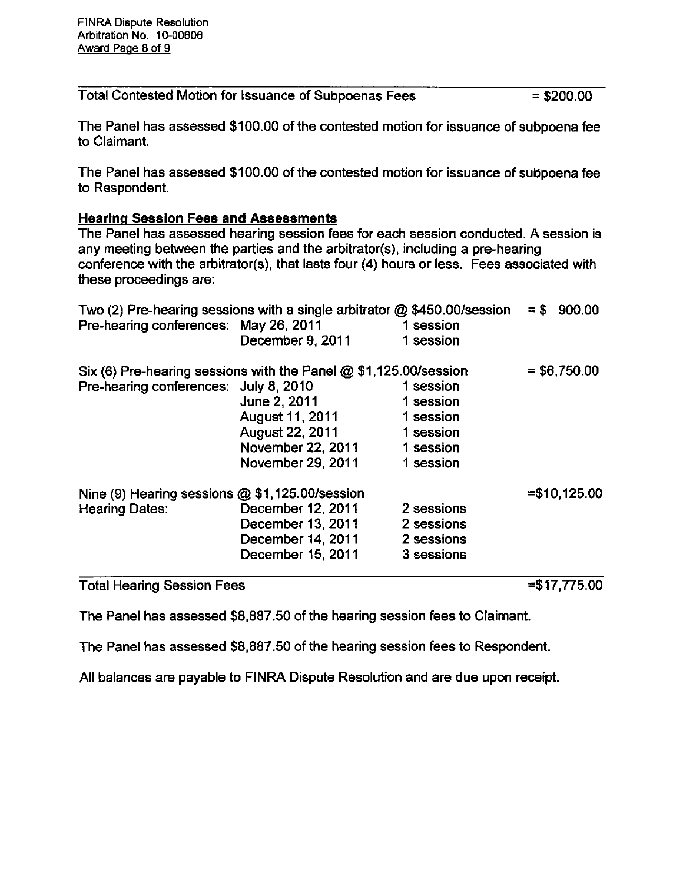| Total Contested Motion for Issuance of Subpoenas Fees | = $200.00 |
| --- | --- |

The Panel has assessed $100.00 of the contested motion for issuance of subpoena fee to Claimant.

The Panel has assessed $100.00 of the contested motion for issuance of subpoena fee to Respondent.

**Hearing Session Fees and Assessments**

The Panel has assessed hearing session fees for each session conducted. A session is any meeting between the parties and the arbitrator(s), including a pre-hearing conference with the arbitrator(s), that lasts four (4) hours or less. Fees associated with these proceedings are:

| Two (2) Pre-hearing sessions with a single arbitrator @ $450.00/session | | | = $ 900.00 |
| --- | --- | --- | --- |
| Pre-hearing conferences: | May 26, 2011 | 1 session | |
| | December 9, 2011 | 1 session | |
| | | | |
| Six (6) Pre-hearing sessions with the Panel @ $1,125.00/session | | | = $6,750.00 |
| Pre-hearing conferences: | July 8, 2010 | 1 session | |
| | June 2, 2011 | 1 session | |
| | August 11, 2011 | 1 session | |
| | August 22, 2011 | 1 session | |
| | November 22, 2011 | 1 session | |
| | November 29, 2011 | 1 session | |
| | | | |
| Nine (9) Hearing sessions @ $1,125.00/session | | | =$10,125.00 |
| Hearing Dates: | December 12, 2011 | 2 sessions | |
| | December 13, 2011 | 2 sessions | |
| | December 14, 2011 | 2 sessions | |
| | December 15, 2011 | 3 sessions | |
| **Total Hearing Session Fees** | | | =$17,775.00 |

The Panel has assessed $8,887.50 of the hearing session fees to Claimant.

The Panel has assessed $8,887.50 of the hearing session fees to Respondent.

All balances are payable to FINRA Dispute Resolution and are due upon receipt.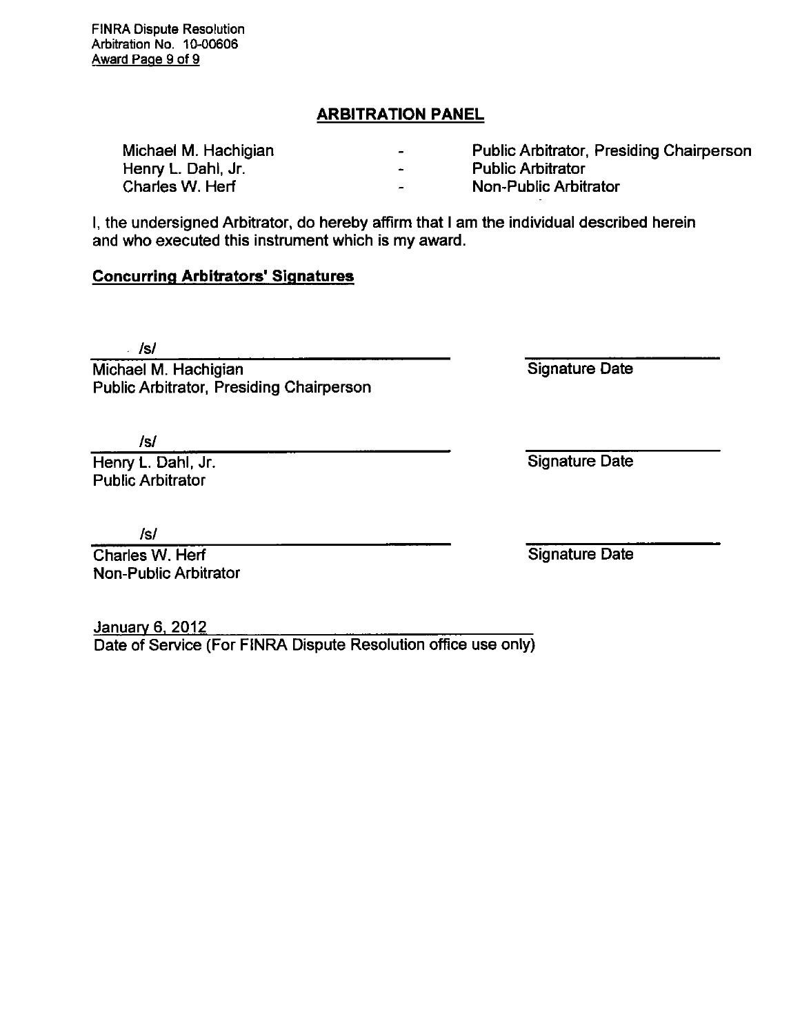## ARBITRATION PANEL

| | | |
|---|---|---|
| Michael M. Hachigian | - | Public Arbitrator, Presiding Chairperson |
| Henry L. Dahl, Jr. | - | Public Arbitrator |
| Charles W. Herf | - | Non-Public Arbitrator |

I, the undersigned Arbitrator, do hereby affirm that I am the individual described herein and who executed this instrument which is my award.

**Concurring Arbitrators' Signatures**

/s/
Michael M. Hachigian
Public Arbitrator, Presiding Chairperson

Signature Date

/s/
Henry L. Dahl, Jr.
Public Arbitrator

Signature Date

/s/
Charles W. Herf
Non-Public Arbitrator

Signature Date

January 6, 2012
Date of Service (For FINRA Dispute Resolution office use only)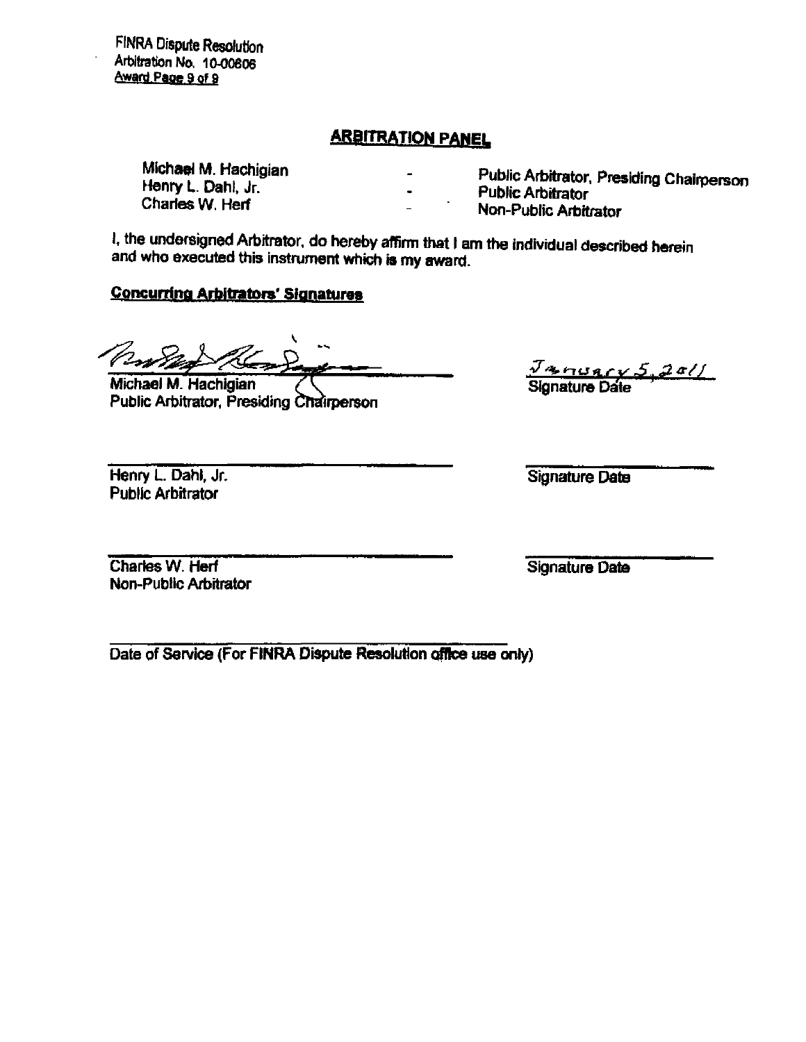FINRA Dispute Resolution
Arbitration No. 10-00806

## ARBITRATION PANEL

| | | |
|---|---|---|
| Michael M. Hachigian | - | Public Arbitrator, Presiding Chairperson |
| Henry L. Dahl, Jr. | - | Public Arbitrator |
| Charles W. Herf | - | Non-Public Arbitrator |

I, the undersigned Arbitrator, do hereby affirm that I am the individual described herein and who executed this instrument which is my award.

**Concurring Arbitrators' Signatures**

_[signature]_
Michael M. Hachigian
Public Arbitrator, Presiding Chairperson

January 5, 2011
Signature Date

_______________________
Henry L. Dahl, Jr.
Public Arbitrator

_______________
Signature Date

_______________________
Charles W. Herf
Non-Public Arbitrator

_______________
Signature Date

_______________________
Date of Service (For FINRA Dispute Resolution office use only)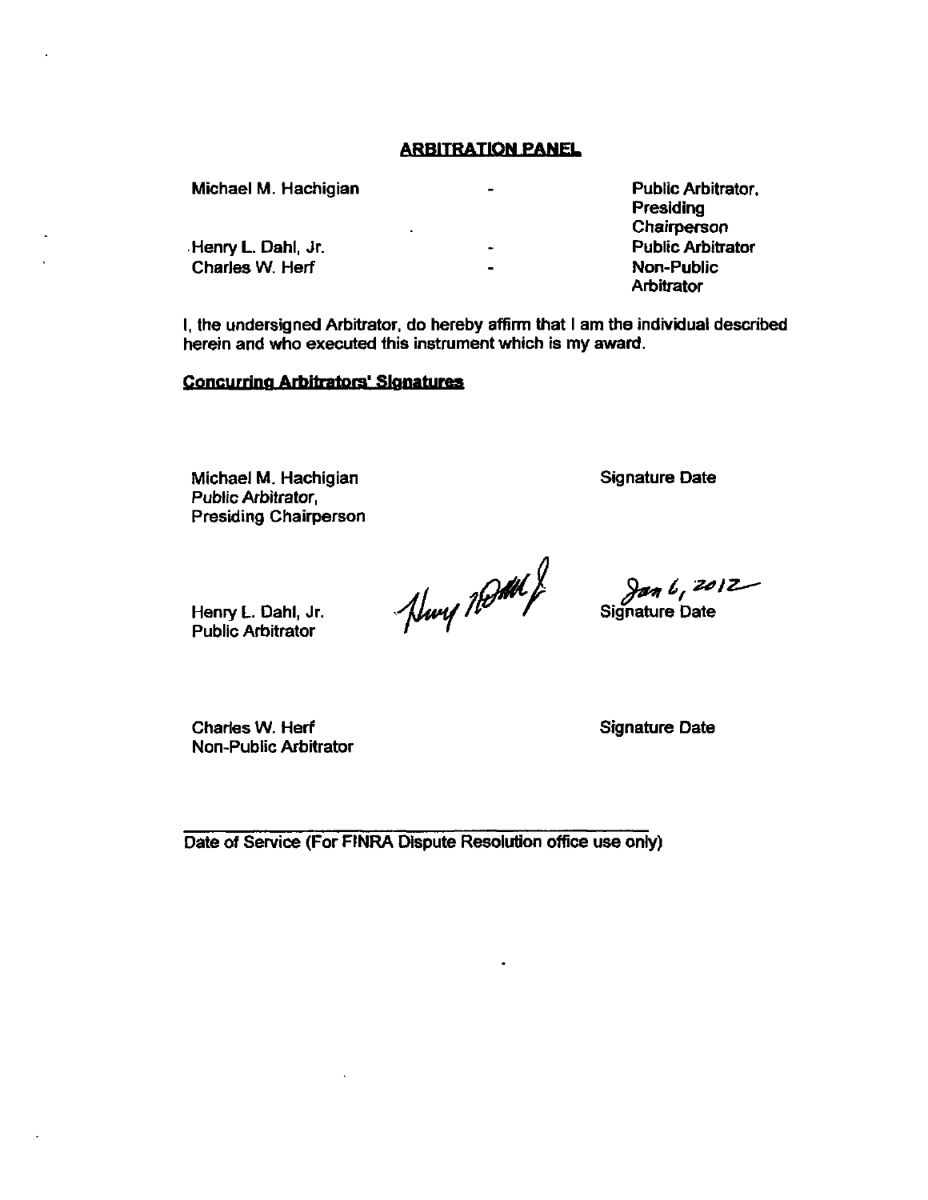## ARBITRATION PANEL

| | | |
|---|---|---|
| Michael M. Hachigian | - | Public Arbitrator, Presiding Chairperson |
| Henry L. Dahl, Jr. | - | Public Arbitrator |
| Charles W. Herf | - | Non-Public Arbitrator |

I, the undersigned Arbitrator, do hereby affirm that I am the individual described herein and who executed this instrument which is my award.

**Concurring Arbitrators' Signatures**

Michael M. Hachigian
Public Arbitrator,
Presiding Chairperson

Signature Date

Henry L. Dahl, Jr.
Public Arbitrator

Henry Dahl Jr

Jan 6, 2012
Signature Date

Charles W. Herf
Non-Public Arbitrator

Signature Date

Date of Service (For FINRA Dispute Resolution office use only)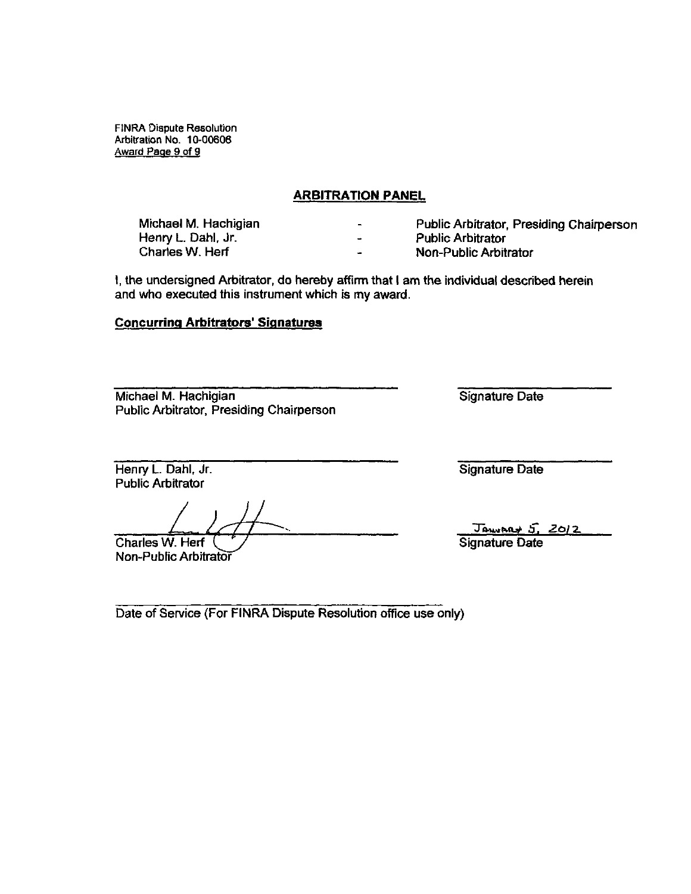FINRA Dispute Resolution
Arbitration No. 10-00606
Award Page 9 of 9

## ARBITRATION PANEL

| | | |
|---|---|---|
| Michael M. Hachigian | - | Public Arbitrator, Presiding Chairperson |
| Henry L. Dahl, Jr. | - | Public Arbitrator |
| Charles W. Herf | - | Non-Public Arbitrator |

I, the undersigned Arbitrator, do hereby affirm that I am the individual described herein and who executed this instrument which is my award.

**Concurring Arbitrators' Signatures**

_______________________________
Michael M. Hachigian
Public Arbitrator, Presiding Chairperson

_______________
Signature Date

_______________________________
Henry L. Dahl, Jr.
Public Arbitrator

_______________
Signature Date

_______________________________
Charles W. Herf
Non-Public Arbitrator

January 5, 2012
Signature Date

_______________________________
Date of Service (For FINRA Dispute Resolution office use only)